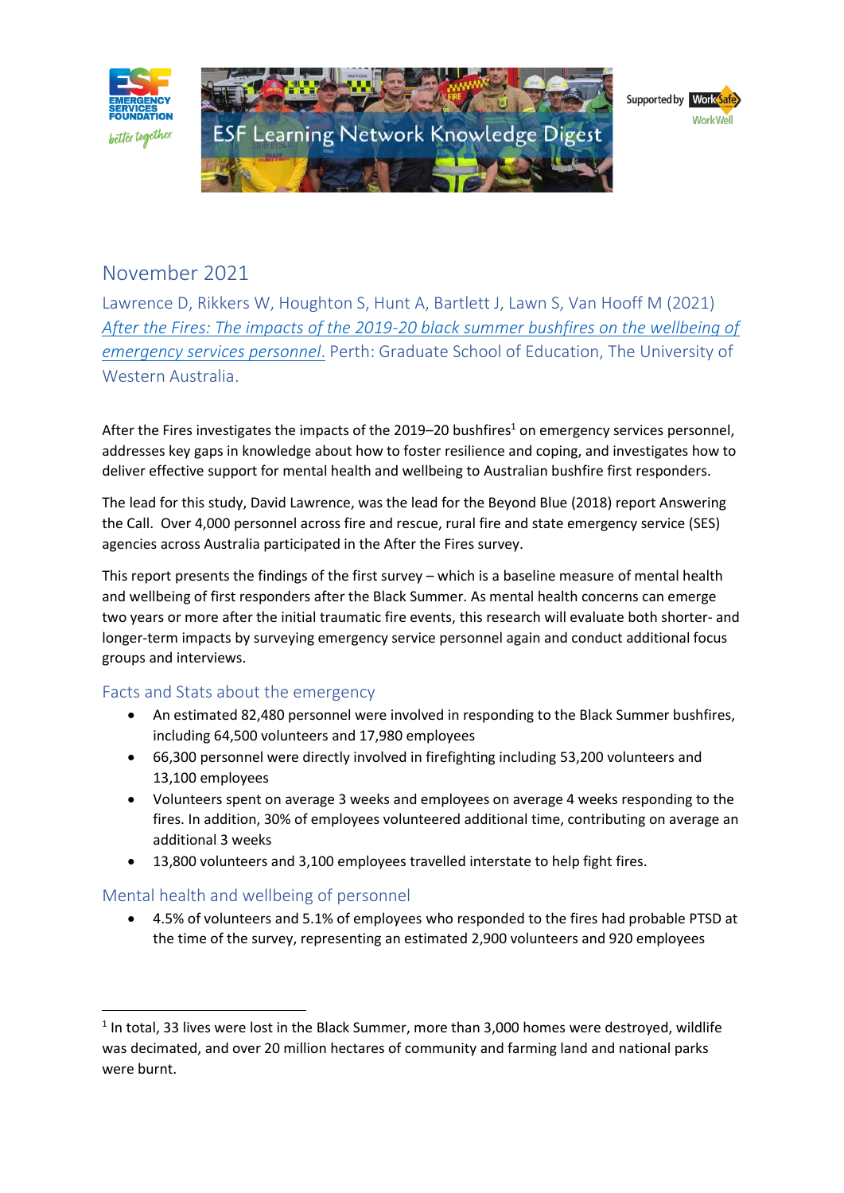ESF Learning Network Knowledge Digest

Supported by WorkSafe WorkWell

## November 2021

Lawrence D, Rikkers W, Houghton S, Hunt A, Bartlett J, Lawn S, Van Hooff M (2021) *After the Fires: The impacts of the 2019-20 black summer bushfires on the wellbeing of emergency services personnel.* Perth: Graduate School of Education, The University of Western Australia.

After the Fires investigates the impacts of the 2019–20 bushfires[1] on emergency services personnel, addresses key gaps in knowledge about how to foster resilience and coping, and investigates how to deliver effective support for mental health and wellbeing to Australian bushfire first responders.

The lead for this study, David Lawrence, was the lead for the Beyond Blue (2018) report Answering the Call. Over 4,000 personnel across fire and rescue, rural fire and state emergency service (SES) agencies across Australia participated in the After the Fires survey.

This report presents the findings of the first survey – which is a baseline measure of mental health and wellbeing of first responders after the Black Summer. As mental health concerns can emerge two years or more after the initial traumatic fire events, this research will evaluate both shorter- and longer-term impacts by surveying emergency service personnel again and conduct additional focus groups and interviews.

### Facts and Stats about the emergency

- An estimated 82,480 personnel were involved in responding to the Black Summer bushfires, including 64,500 volunteers and 17,980 employees
- 66,300 personnel were directly involved in firefighting including 53,200 volunteers and 13,100 employees
- Volunteers spent on average 3 weeks and employees on average 4 weeks responding to the fires. In addition, 30% of employees volunteered additional time, contributing on average an additional 3 weeks
- 13,800 volunteers and 3,100 employees travelled interstate to help fight fires.

### Mental health and wellbeing of personnel

- 4.5% of volunteers and 5.1% of employees who responded to the fires had probable PTSD at the time of the survey, representing an estimated 2,900 volunteers and 920 employees

---

[1] In total, 33 lives were lost in the Black Summer, more than 3,000 homes were destroyed, wildlife was decimated, and over 20 million hectares of community and farming land and national parks were burnt.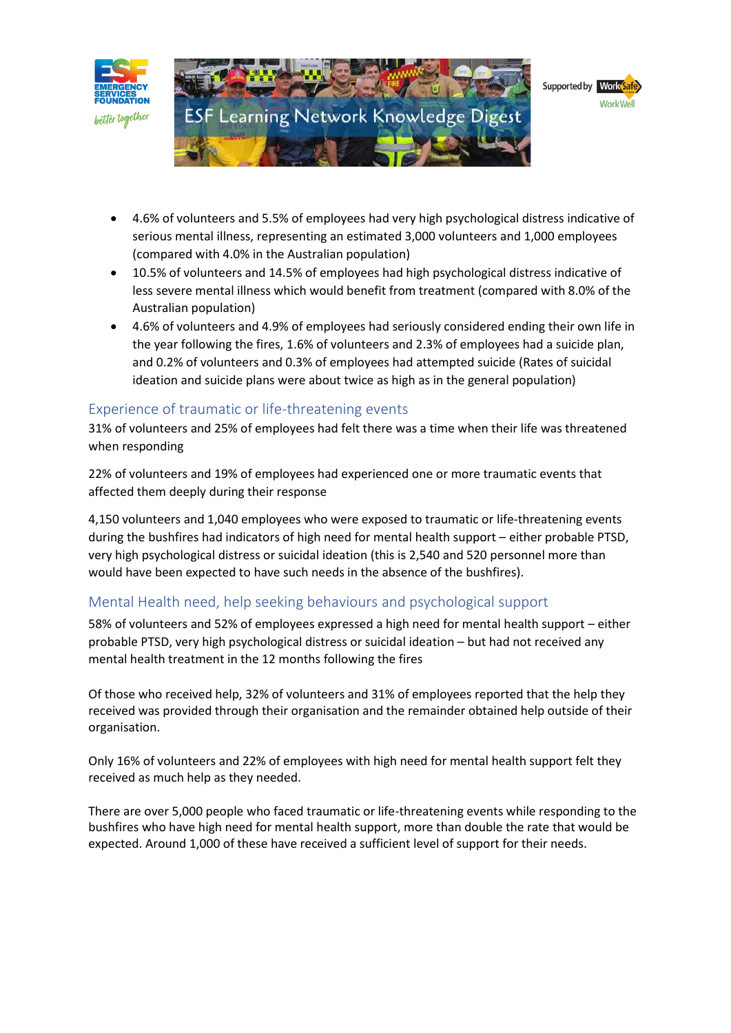- 4.6% of volunteers and 5.5% of employees had very high psychological distress indicative of serious mental illness, representing an estimated 3,000 volunteers and 1,000 employees (compared with 4.0% in the Australian population)
- 10.5% of volunteers and 14.5% of employees had high psychological distress indicative of less severe mental illness which would benefit from treatment (compared with 8.0% of the Australian population)
- 4.6% of volunteers and 4.9% of employees had seriously considered ending their own life in the year following the fires, 1.6% of volunteers and 2.3% of employees had a suicide plan, and 0.2% of volunteers and 0.3% of employees had attempted suicide (Rates of suicidal ideation and suicide plans were about twice as high as in the general population)

## Experience of traumatic or life-threatening events

31% of volunteers and 25% of employees had felt there was a time when their life was threatened when responding

22% of volunteers and 19% of employees had experienced one or more traumatic events that affected them deeply during their response

4,150 volunteers and 1,040 employees who were exposed to traumatic or life-threatening events during the bushfires had indicators of high need for mental health support – either probable PTSD, very high psychological distress or suicidal ideation (this is 2,540 and 520 personnel more than would have been expected to have such needs in the absence of the bushfires).

## Mental Health need, help seeking behaviours and psychological support

58% of volunteers and 52% of employees expressed a high need for mental health support – either probable PTSD, very high psychological distress or suicidal ideation – but had not received any mental health treatment in the 12 months following the fires

Of those who received help, 32% of volunteers and 31% of employees reported that the help they received was provided through their organisation and the remainder obtained help outside of their organisation.

Only 16% of volunteers and 22% of employees with high need for mental health support felt they received as much help as they needed.

There are over 5,000 people who faced traumatic or life-threatening events while responding to the bushfires who have high need for mental health support, more than double the rate that would be expected. Around 1,000 of these have received a sufficient level of support for their needs.